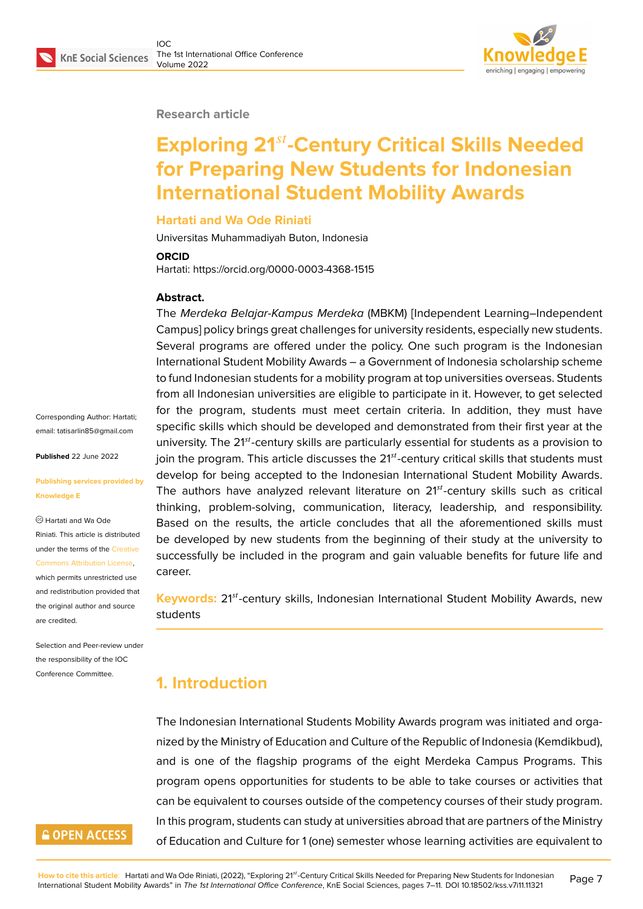Research article

# Exploring 21$^{st}$-Century Critical Skills Needed for Preparing New Students for Indonesian International Student Mobility Awards

**Hartati and Wa Ode Riniati**

Universitas Muhammadiyah Buton, Indonesia

**ORCID**

Hartati: https://orcid.org/0000-0003-4368-1515

Corresponding Author: Hartati; email: tatisarlin85@gmail.com

**Published** 22 June 2022

**Publishing services provided by Knowledge E**

© Hartati and Wa Ode Riniati. This article is distributed under the terms of the Creative Commons Attribution License, which permits unrestricted use and redistribution provided that the original author and source are credited.

Selection and Peer-review under the responsibility of the IOC Conference Committee.

**Abstract.**

The *Merdeka Belajar-Kampus Merdeka* (MBKM) [Independent Learning–Independent Campus] policy brings great challenges for university residents, especially new students. Several programs are offered under the policy. One such program is the Indonesian International Student Mobility Awards – a Government of Indonesia scholarship scheme to fund Indonesian students for a mobility program at top universities overseas. Students from all Indonesian universities are eligible to participate in it. However, to get selected for the program, students must meet certain criteria. In addition, they must have specific skills which should be developed and demonstrated from their first year at the university. The 21$^{st}$-century skills are particularly essential for students as a provision to join the program. This article discusses the 21$^{st}$-century critical skills that students must develop for being accepted to the Indonesian International Student Mobility Awards. The authors have analyzed relevant literature on 21$^{st}$-century skills such as critical thinking, problem-solving, communication, literacy, leadership, and responsibility. Based on the results, the article concludes that all the aforementioned skills must be developed by new students from the beginning of their study at the university to successfully be included in the program and gain valuable benefits for future life and career.

**Keywords:** 21$^{st}$-century skills, Indonesian International Student Mobility Awards, new students

## 1. Introduction

The Indonesian International Students Mobility Awards program was initiated and organized by the Ministry of Education and Culture of the Republic of Indonesia (Kemdikbud), and is one of the flagship programs of the eight Merdeka Campus Programs. This program opens opportunities for students to be able to take courses or activities that can be equivalent to courses outside of the competency courses of their study program. In this program, students can study at universities abroad that are partners of the Ministry of Education and Culture for 1 (one) semester whose learning activities are equivalent to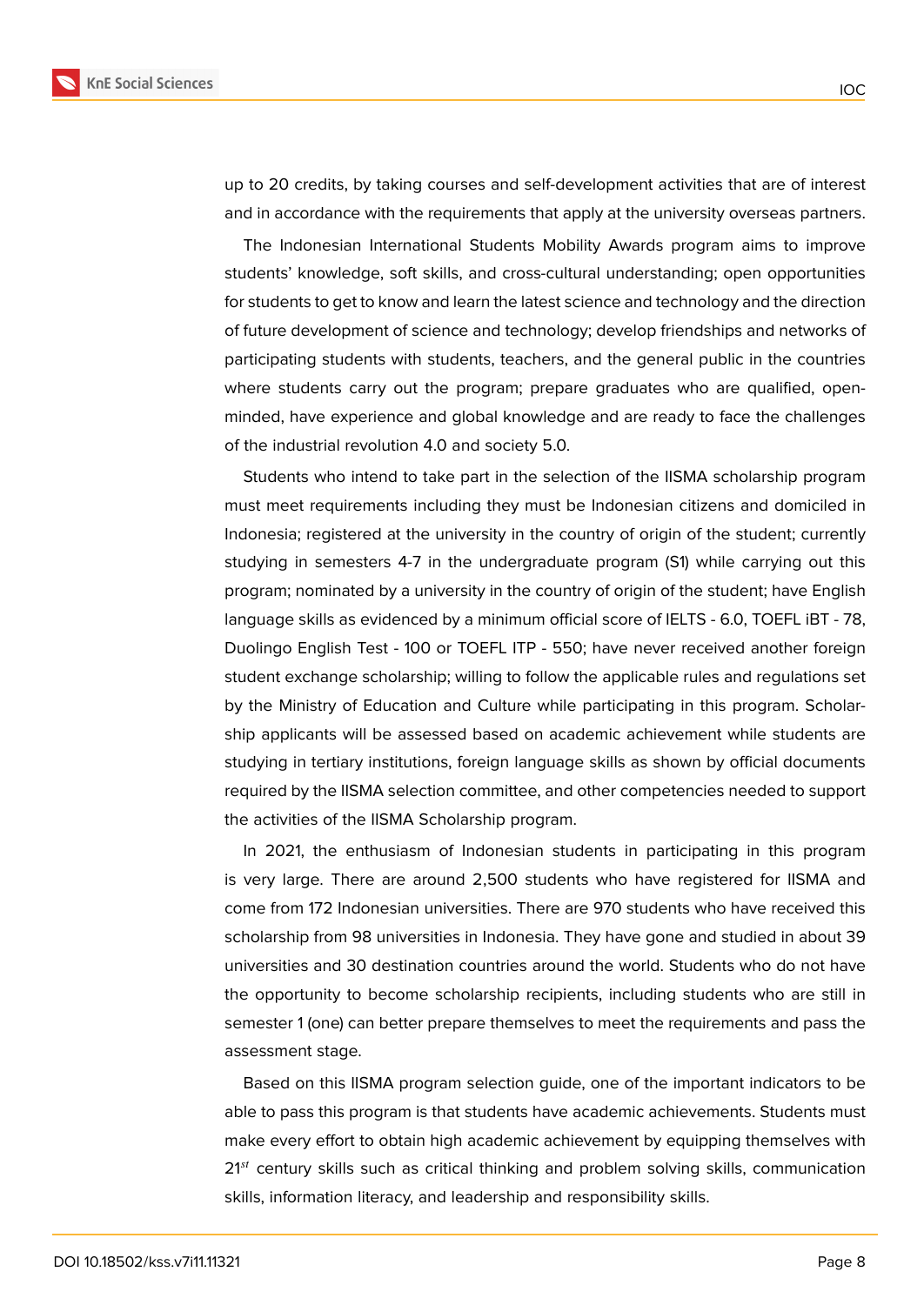up to 20 credits, by taking courses and self-development activities that are of interest and in accordance with the requirements that apply at the university overseas partners.

The Indonesian International Students Mobility Awards program aims to improve students' knowledge, soft skills, and cross-cultural understanding; open opportunities for students to get to know and learn the latest science and technology and the direction of future development of science and technology; develop friendships and networks of participating students with students, teachers, and the general public in the countries where students carry out the program; prepare graduates who are qualified, open-minded, have experience and global knowledge and are ready to face the challenges of the industrial revolution 4.0 and society 5.0.

Students who intend to take part in the selection of the IISMA scholarship program must meet requirements including they must be Indonesian citizens and domiciled in Indonesia; registered at the university in the country of origin of the student; currently studying in semesters 4-7 in the undergraduate program (S1) while carrying out this program; nominated by a university in the country of origin of the student; have English language skills as evidenced by a minimum official score of IELTS - 6.0, TOEFL iBT - 78, Duolingo English Test - 100 or TOEFL ITP - 550; have never received another foreign student exchange scholarship; willing to follow the applicable rules and regulations set by the Ministry of Education and Culture while participating in this program. Scholarship applicants will be assessed based on academic achievement while students are studying in tertiary institutions, foreign language skills as shown by official documents required by the IISMA selection committee, and other competencies needed to support the activities of the IISMA Scholarship program.

In 2021, the enthusiasm of Indonesian students in participating in this program is very large. There are around 2,500 students who have registered for IISMA and come from 172 Indonesian universities. There are 970 students who have received this scholarship from 98 universities in Indonesia. They have gone and studied in about 39 universities and 30 destination countries around the world. Students who do not have the opportunity to become scholarship recipients, including students who are still in semester 1 (one) can better prepare themselves to meet the requirements and pass the assessment stage.

Based on this IISMA program selection guide, one of the important indicators to be able to pass this program is that students have academic achievements. Students must make every effort to obtain high academic achievement by equipping themselves with 21$^{st}$ century skills such as critical thinking and problem solving skills, communication skills, information literacy, and leadership and responsibility skills.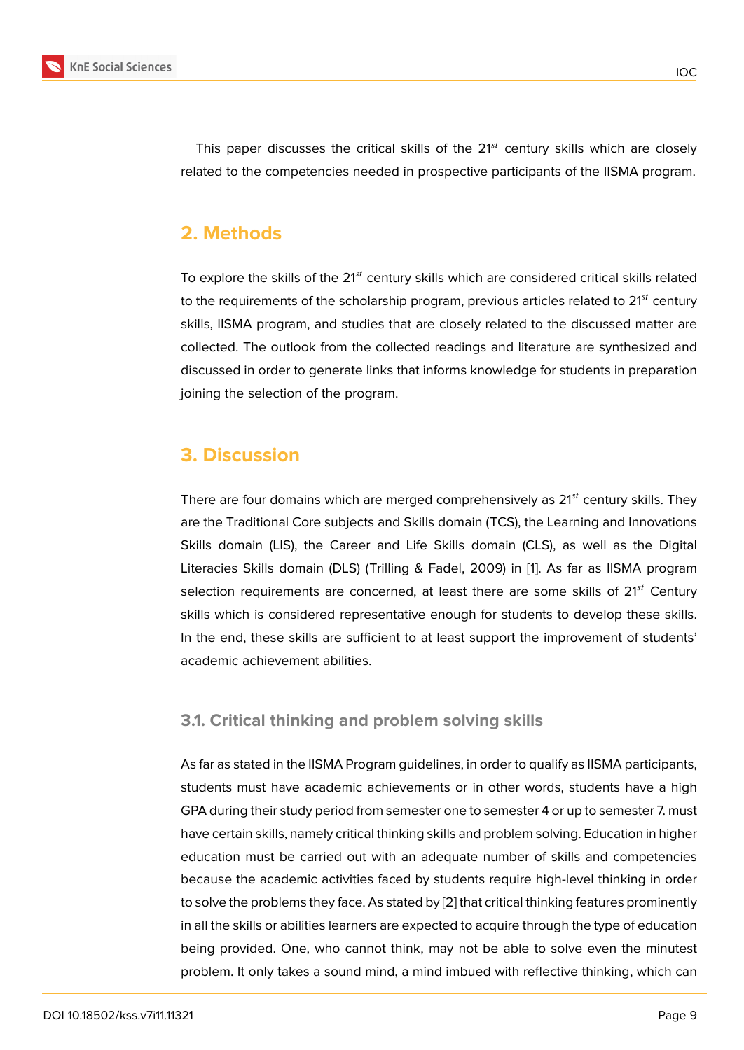This paper discusses the critical skills of the 21$^{st}$ century skills which are closely related to the competencies needed in prospective participants of the IISMA program.

## 2. Methods

To explore the skills of the 21$^{st}$ century skills which are considered critical skills related to the requirements of the scholarship program, previous articles related to 21$^{st}$ century skills, IISMA program, and studies that are closely related to the discussed matter are collected. The outlook from the collected readings and literature are synthesized and discussed in order to generate links that informs knowledge for students in preparation joining the selection of the program.

## 3. Discussion

There are four domains which are merged comprehensively as 21$^{st}$ century skills. They are the Traditional Core subjects and Skills domain (TCS), the Learning and Innovations Skills domain (LIS), the Career and Life Skills domain (CLS), as well as the Digital Literacies Skills domain (DLS) (Trilling & Fadel, 2009) in [1]. As far as IISMA program selection requirements are concerned, at least there are some skills of 21$^{st}$ Century skills which is considered representative enough for students to develop these skills. In the end, these skills are sufficient to at least support the improvement of students' academic achievement abilities.

### 3.1. Critical thinking and problem solving skills

As far as stated in the IISMA Program guidelines, in order to qualify as IISMA participants, students must have academic achievements or in other words, students have a high GPA during their study period from semester one to semester 4 or up to semester 7. must have certain skills, namely critical thinking skills and problem solving. Education in higher education must be carried out with an adequate number of skills and competencies because the academic activities faced by students require high-level thinking in order to solve the problems they face. As stated by [2] that critical thinking features prominently in all the skills or abilities learners are expected to acquire through the type of education being provided. One, who cannot think, may not be able to solve even the minutest problem. It only takes a sound mind, a mind imbued with reflective thinking, which can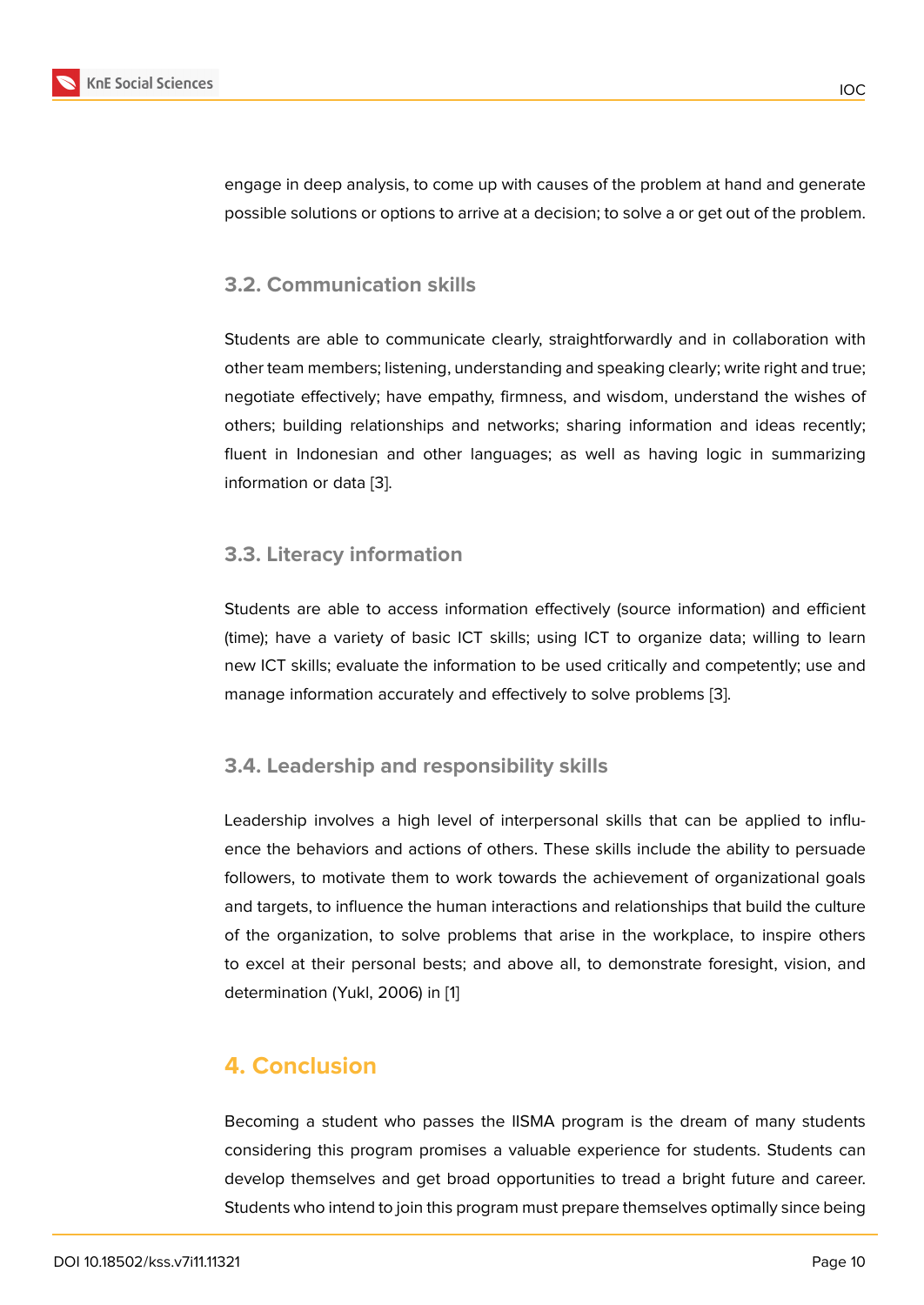engage in deep analysis, to come up with causes of the problem at hand and generate possible solutions or options to arrive at a decision; to solve a or get out of the problem.

### 3.2. Communication skills

Students are able to communicate clearly, straightforwardly and in collaboration with other team members; listening, understanding and speaking clearly; write right and true; negotiate effectively; have empathy, firmness, and wisdom, understand the wishes of others; building relationships and networks; sharing information and ideas recently; fluent in Indonesian and other languages; as well as having logic in summarizing information or data [3].

### 3.3. Literacy information

Students are able to access information effectively (source information) and efficient (time); have a variety of basic ICT skills; using ICT to organize data; willing to learn new ICT skills; evaluate the information to be used critically and competently; use and manage information accurately and effectively to solve problems [3].

### 3.4. Leadership and responsibility skills

Leadership involves a high level of interpersonal skills that can be applied to influence the behaviors and actions of others. These skills include the ability to persuade followers, to motivate them to work towards the achievement of organizational goals and targets, to influence the human interactions and relationships that build the culture of the organization, to solve problems that arise in the workplace, to inspire others to excel at their personal bests; and above all, to demonstrate foresight, vision, and determination (Yukl, 2006) in [1]

## 4. Conclusion

Becoming a student who passes the IISMA program is the dream of many students considering this program promises a valuable experience for students. Students can develop themselves and get broad opportunities to tread a bright future and career. Students who intend to join this program must prepare themselves optimally since being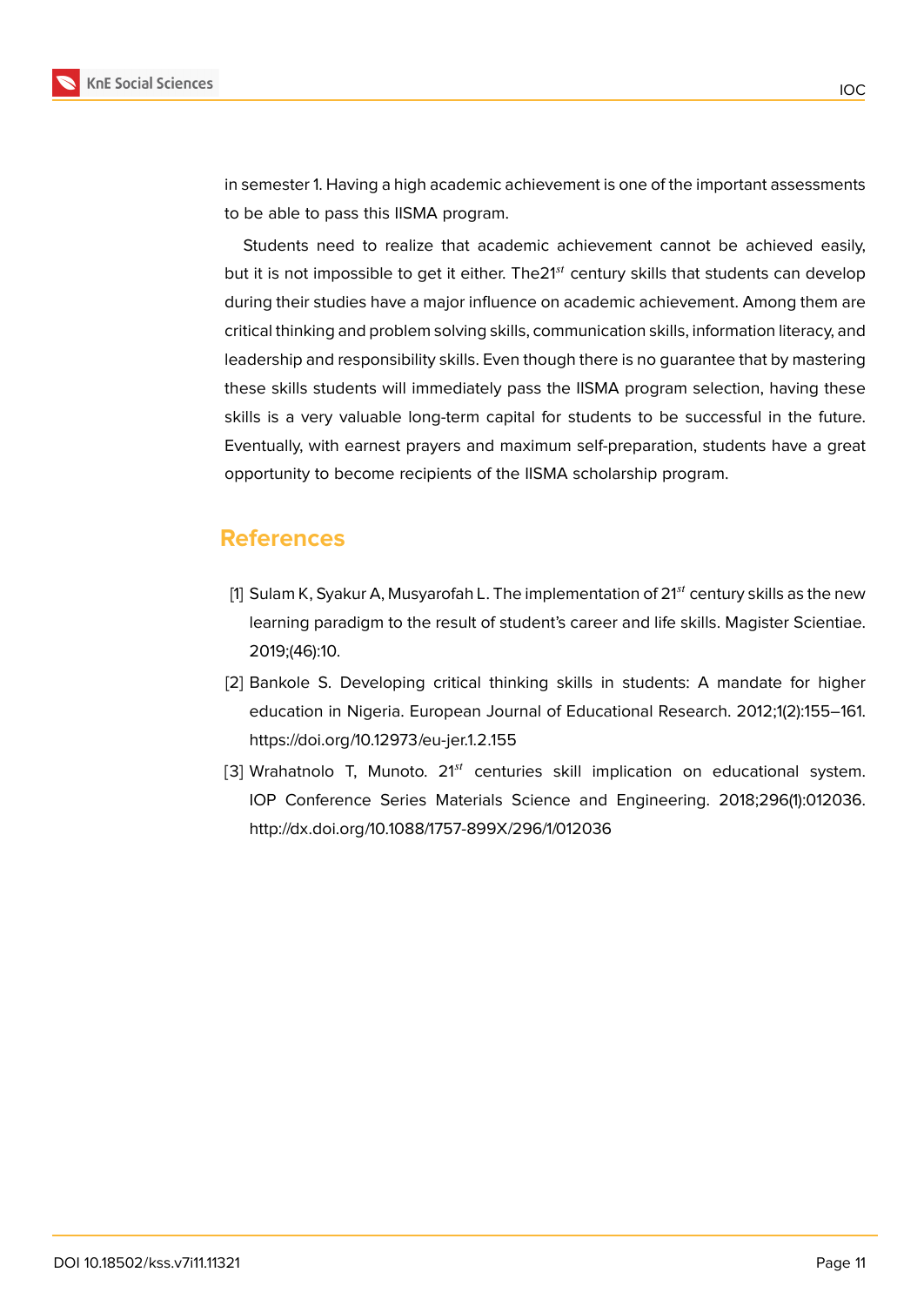in semester 1. Having a high academic achievement is one of the important assessments to be able to pass this IISMA program.

Students need to realize that academic achievement cannot be achieved easily, but it is not impossible to get it either. The21$^{st}$ century skills that students can develop during their studies have a major influence on academic achievement. Among them are critical thinking and problem solving skills, communication skills, information literacy, and leadership and responsibility skills. Even though there is no guarantee that by mastering these skills students will immediately pass the IISMA program selection, having these skills is a very valuable long-term capital for students to be successful in the future. Eventually, with earnest prayers and maximum self-preparation, students have a great opportunity to become recipients of the IISMA scholarship program.

## References

[1] Sulam K, Syakur A, Musyarofah L. The implementation of 21$^{st}$ century skills as the new learning paradigm to the result of student's career and life skills. Magister Scientiae. 2019;(46):10.

[2] Bankole S. Developing critical thinking skills in students: A mandate for higher education in Nigeria. European Journal of Educational Research. 2012;1(2):155–161. https://doi.org/10.12973/eu-jer.1.2.155

[3] Wrahatnolo T, Munoto. 21$^{st}$ centuries skill implication on educational system. IOP Conference Series Materials Science and Engineering. 2018;296(1):012036. http://dx.doi.org/10.1088/1757-899X/296/1/012036